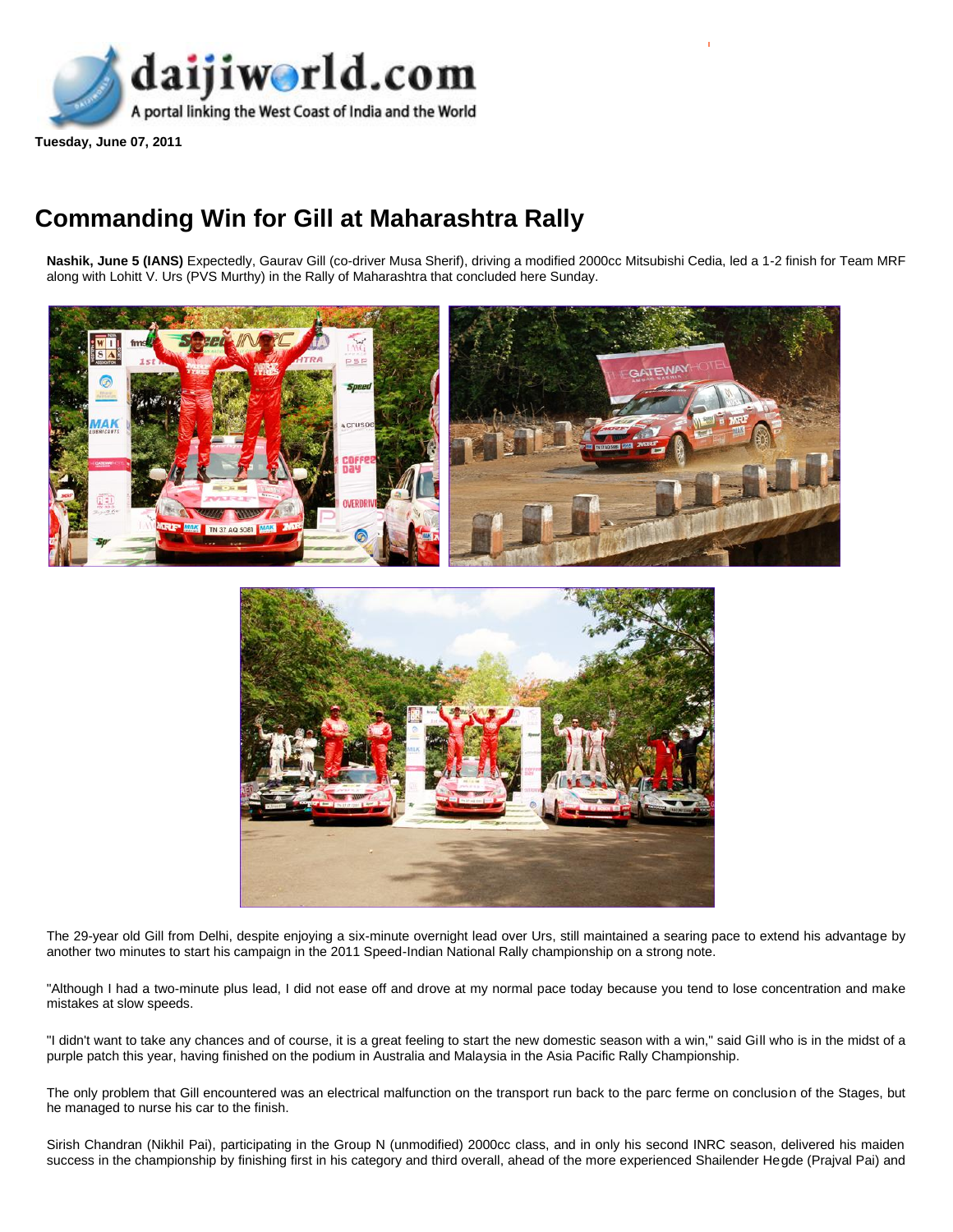daijiworld.com

A portal linking the West Coast of India and the World

**Tuesday, June 07, 2011**

# Commanding Win for Gill at Maharashtra Rally

**Nashik, June 5 (IANS)** Expectedly, Gaurav Gill (co-driver Musa Sherif), driving a modified 2000cc Mitsubishi Cedia, led a 1-2 finish for Team MRF along with Lohitt V. Urs (PVS Murthy) in the Rally of Maharashtra that concluded here Sunday.

The 29-year old Gill from Delhi, despite enjoying a six-minute overnight lead over Urs, still maintained a searing pace to extend his advantage by another two minutes to start his campaign in the 2011 Speed-Indian National Rally championship on a strong note.

"Although I had a two-minute plus lead, I did not ease off and drove at my normal pace today because you tend to lose concentration and make mistakes at slow speeds.

"I didn't want to take any chances and of course, it is a great feeling to start the new domestic season with a win," said Gill who is in the midst of a purple patch this year, having finished on the podium in Australia and Malaysia in the Asia Pacific Rally Championship.

The only problem that Gill encountered was an electrical malfunction on the transport run back to the parc ferme on conclusion of the Stages, but he managed to nurse his car to the finish.

Sirish Chandran (Nikhil Pai), participating in the Group N (unmodified) 2000cc class, and in only his second INRC season, delivered his maiden success in the championship by finishing first in his category and third overall, ahead of the more experienced Shailender Hegde (Prajval Pai) and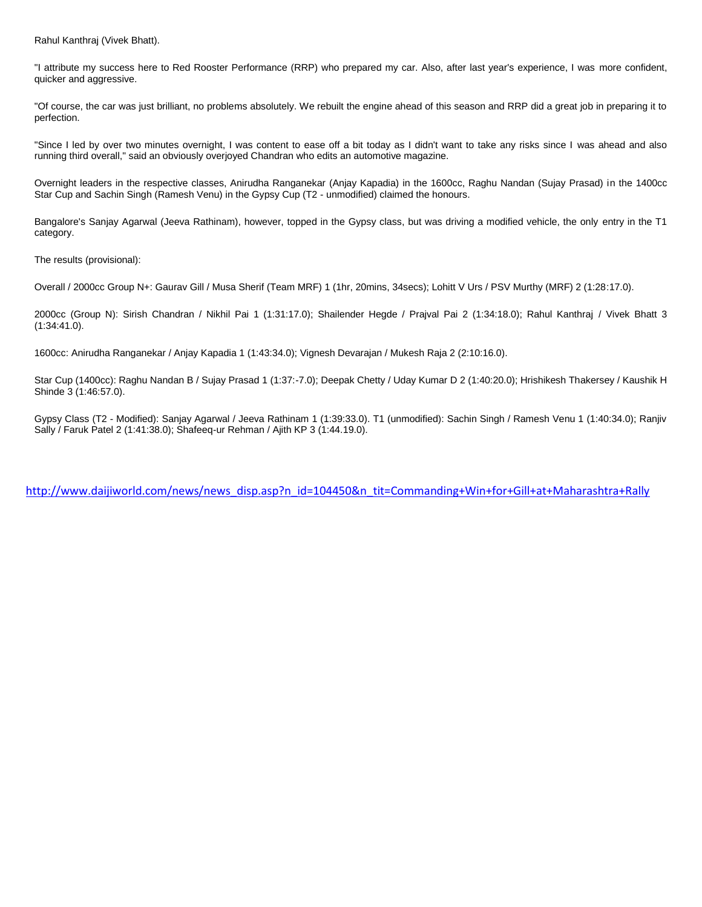Rahul Kanthraj (Vivek Bhatt).

"I attribute my success here to Red Rooster Performance (RRP) who prepared my car. Also, after last year's experience, I was more confident, quicker and aggressive.

"Of course, the car was just brilliant, no problems absolutely. We rebuilt the engine ahead of this season and RRP did a great job in preparing it to perfection.

"Since I led by over two minutes overnight, I was content to ease off a bit today as I didn't want to take any risks since I was ahead and also running third overall," said an obviously overjoyed Chandran who edits an automotive magazine.

Overnight leaders in the respective classes, Anirudha Ranganekar (Anjay Kapadia) in the 1600cc, Raghu Nandan (Sujay Prasad) in the 1400cc Star Cup and Sachin Singh (Ramesh Venu) in the Gypsy Cup (T2 - unmodified) claimed the honours.

Bangalore's Sanjay Agarwal (Jeeva Rathinam), however, topped in the Gypsy class, but was driving a modified vehicle, the only entry in the T1 category.

The results (provisional):

Overall / 2000cc Group N+: Gaurav Gill / Musa Sherif (Team MRF) 1 (1hr, 20mins, 34secs); Lohitt V Urs / PSV Murthy (MRF) 2 (1:28:17.0).

2000cc (Group N): Sirish Chandran / Nikhil Pai 1 (1:31:17.0); Shailender Hegde / Prajval Pai 2 (1:34:18.0); Rahul Kanthraj / Vivek Bhatt 3 (1:34:41.0).

1600cc: Anirudha Ranganekar / Anjay Kapadia 1 (1:43:34.0); Vignesh Devarajan / Mukesh Raja 2 (2:10:16.0).

Star Cup (1400cc): Raghu Nandan B / Sujay Prasad 1 (1:37:-7.0); Deepak Chetty / Uday Kumar D 2 (1:40:20.0); Hrishikesh Thakersey / Kaushik H Shinde 3 (1:46:57.0).

Gypsy Class (T2 - Modified): Sanjay Agarwal / Jeeva Rathinam 1 (1:39:33.0). T1 (unmodified): Sachin Singh / Ramesh Venu 1 (1:40:34.0); Ranjiv Sally / Faruk Patel 2 (1:41:38.0); Shafeeq-ur Rehman / Ajith KP 3 (1:44.19.0).

http://www.daijiworld.com/news/news_disp.asp?n_id=104450&n_tit=Commanding+Win+for+Gill+at+Maharashtra+Rally